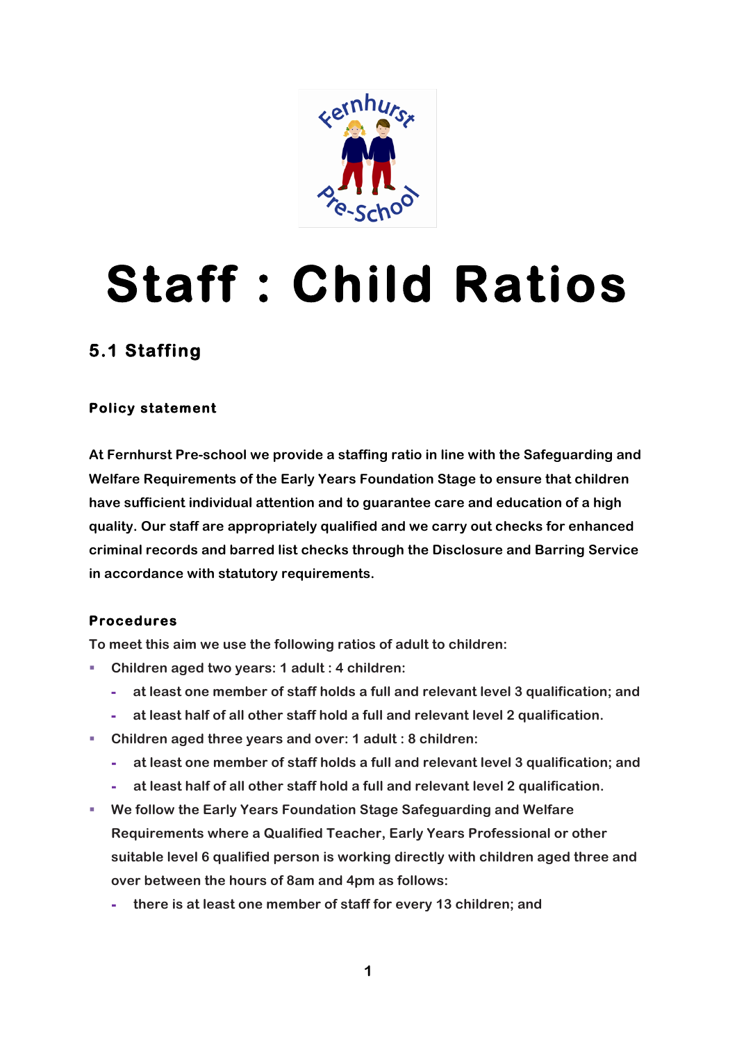# Staff : Child Ratios

## 5.1 Staffing

### Policy statement

At Fernhurst Pre-school we provide a staffing ratio in line with the Safeguarding and Welfare Requirements of the Early Years Foundation Stage to ensure that children have sufficient individual attention and to guarantee care and education of a high quality. Our staff are appropriately qualified and we carry out checks for enhanced criminal records and barred list checks through the Disclosure and Barring Service in accordance with statutory requirements.

### Procedures

To meet this aim we use the following ratios of adult to children:

- Children aged two years: 1 adult : 4 children:
  - at least one member of staff holds a full and relevant level 3 qualification; and
  - at least half of all other staff hold a full and relevant level 2 qualification.
- Children aged three years and over: 1 adult : 8 children:
  - at least one member of staff holds a full and relevant level 3 qualification; and
  - at least half of all other staff hold a full and relevant level 2 qualification.
- We follow the Early Years Foundation Stage Safeguarding and Welfare Requirements where a Qualified Teacher, Early Years Professional or other suitable level 6 qualified person is working directly with children aged three and over between the hours of 8am and 4pm as follows:
  - there is at least one member of staff for every 13 children; and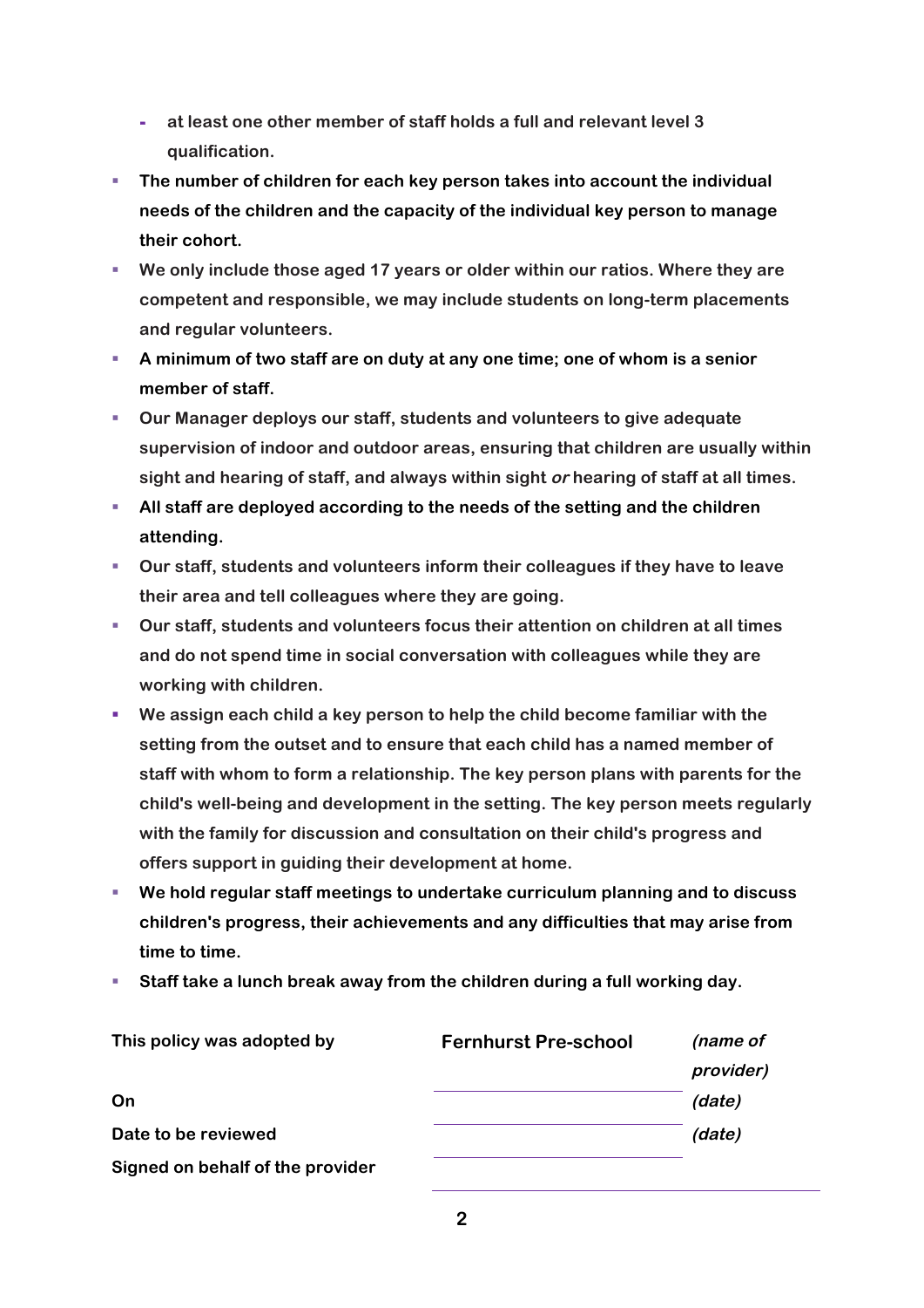- at least one other member of staff holds a full and relevant level 3 qualification.
- The number of children for each key person takes into account the individual needs of the children and the capacity of the individual key person to manage their cohort.
- We only include those aged 17 years or older within our ratios. Where they are competent and responsible, we may include students on long-term placements and regular volunteers.
- A minimum of two staff are on duty at any one time; one of whom is a senior member of staff.
- Our Manager deploys our staff, students and volunteers to give adequate supervision of indoor and outdoor areas, ensuring that children are usually within sight and hearing of staff, and always within sight *or* hearing of staff at all times.
- All staff are deployed according to the needs of the setting and the children attending.
- Our staff, students and volunteers inform their colleagues if they have to leave their area and tell colleagues where they are going.
- Our staff, students and volunteers focus their attention on children at all times and do not spend time in social conversation with colleagues while they are working with children.
- We assign each child a key person to help the child become familiar with the setting from the outset and to ensure that each child has a named member of staff with whom to form a relationship. The key person plans with parents for the child's well-being and development in the setting. The key person meets regularly with the family for discussion and consultation on their child's progress and offers support in guiding their development at home.
- We hold regular staff meetings to undertake curriculum planning and to discuss children's progress, their achievements and any difficulties that may arise from time to time.
- Staff take a lunch break away from the children during a full working day.

| | | |
|---|---|---|
| This policy was adopted by | Fernhurst Pre-school | *(name of provider)* |
| On | | *(date)* |
| Date to be reviewed | | *(date)* |
| Signed on behalf of the provider | | |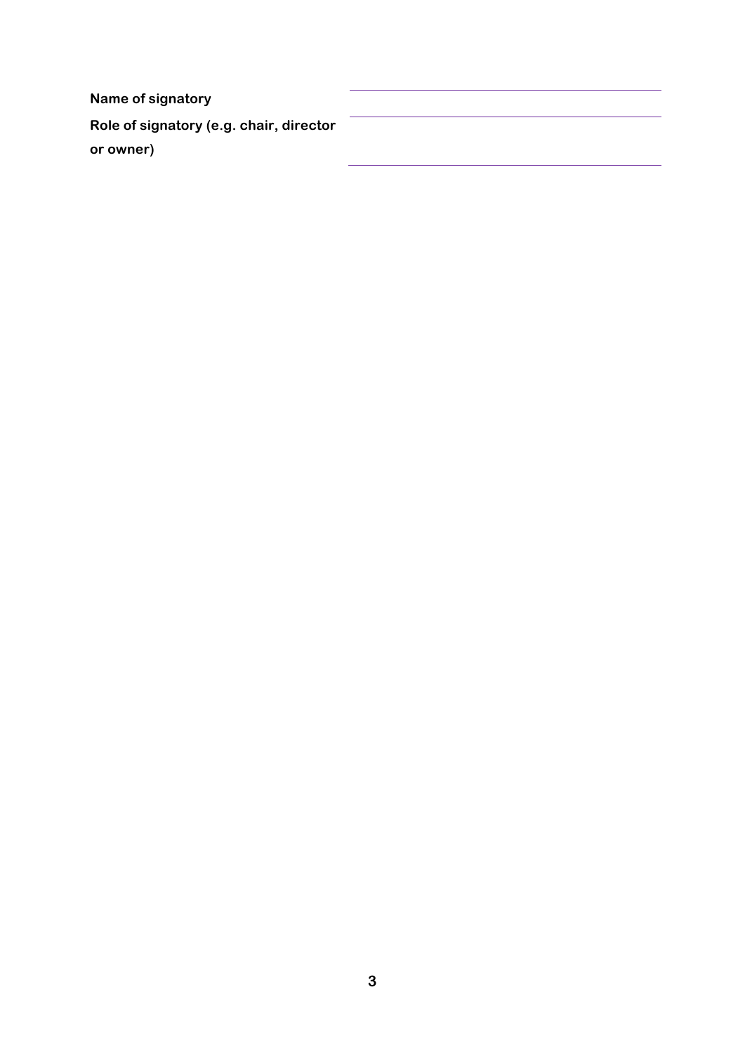**Name of signatory** \_\_\_\_\_\_\_\_\_\_\_\_\_\_\_\_\_\_\_\_\_\_\_\_\_\_\_\_\_\_

**Role of signatory (e.g. chair, director or owner)** \_\_\_\_\_\_\_\_\_\_\_\_\_\_\_\_\_\_\_\_\_\_\_\_\_\_\_\_\_\_